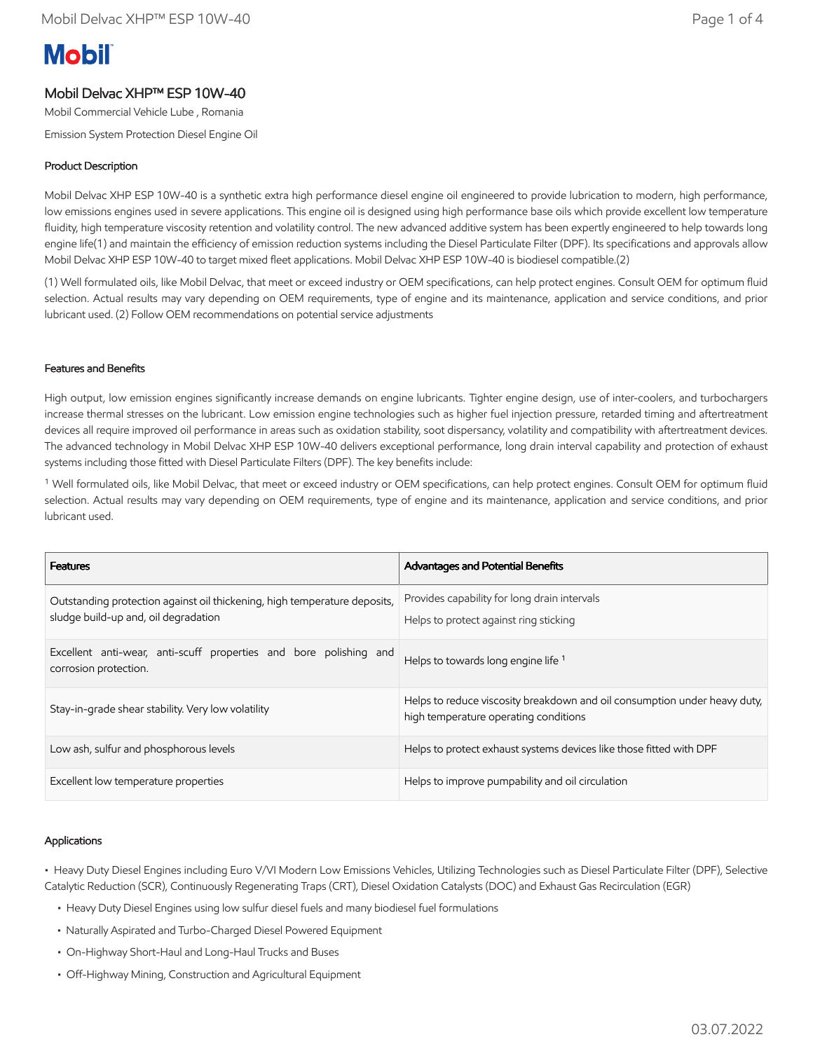# Mobil Delvac XHP™ ESP 10W-40

Mobil Commercial Vehicle Lube , Romania

Emission System Protection Diesel Engine Oil

## Product Description

Mobil Delvac XHP ESP 10W-40 is a synthetic extra high performance diesel engine oil engineered to provide lubrication to modern, high performance, low emissions engines used in severe applications. This engine oil is designed using high performance base oils which provide excellent low temperature fluidity, high temperature viscosity retention and volatility control. The new advanced additive system has been expertly engineered to help towards long engine life(1) and maintain the efficiency of emission reduction systems including the Diesel Particulate Filter (DPF). Its specifications and approvals allow Mobil Delvac XHP ESP 10W-40 to target mixed fleet applications. Mobil Delvac XHP ESP 10W-40 is biodiesel compatible.(2)

(1) Well formulated oils, like Mobil Delvac, that meet or exceed industry or OEM specifications, can help protect engines. Consult OEM for optimum fluid selection. Actual results may vary depending on OEM requirements, type of engine and its maintenance, application and service conditions, and prior lubricant used. (2) Follow OEM recommendations on potential service adjustments

## Features and Benefits

High output, low emission engines significantly increase demands on engine lubricants. Tighter engine design, use of inter-coolers, and turbochargers increase thermal stresses on the lubricant. Low emission engine technologies such as higher fuel injection pressure, retarded timing and aftertreatment devices all require improved oil performance in areas such as oxidation stability, soot dispersancy, volatility and compatibility with aftertreatment devices. The advanced technology in Mobil Delvac XHP ESP 10W-40 delivers exceptional performance, long drain interval capability and protection of exhaust systems including those fitted with Diesel Particulate Filters (DPF). The key benefits include:

[1] Well formulated oils, like Mobil Delvac, that meet or exceed industry or OEM specifications, can help protect engines. Consult OEM for optimum fluid selection. Actual results may vary depending on OEM requirements, type of engine and its maintenance, application and service conditions, and prior lubricant used.

| Features | Advantages and Potential Benefits |
|---|---|
| Outstanding protection against oil thickening, high temperature deposits, sludge build-up and, oil degradation | Provides capability for long drain intervals<br>Helps to protect against ring sticking |
| Excellent anti-wear, anti-scuff properties and bore polishing and corrosion protection. | Helps to towards long engine life [1] |
| Stay-in-grade shear stability. Very low volatility | Helps to reduce viscosity breakdown and oil consumption under heavy duty, high temperature operating conditions |
| Low ash, sulfur and phosphorous levels | Helps to protect exhaust systems devices like those fitted with DPF |
| Excellent low temperature properties | Helps to improve pumpability and oil circulation |

## Applications

- Heavy Duty Diesel Engines including Euro V/VI Modern Low Emissions Vehicles, Utilizing Technologies such as Diesel Particulate Filter (DPF), Selective Catalytic Reduction (SCR), Continuously Regenerating Traps (CRT), Diesel Oxidation Catalysts (DOC) and Exhaust Gas Recirculation (EGR)
  - Heavy Duty Diesel Engines using low sulfur diesel fuels and many biodiesel fuel formulations
  - Naturally Aspirated and Turbo-Charged Diesel Powered Equipment
  - On-Highway Short-Haul and Long-Haul Trucks and Buses
  - Off-Highway Mining, Construction and Agricultural Equipment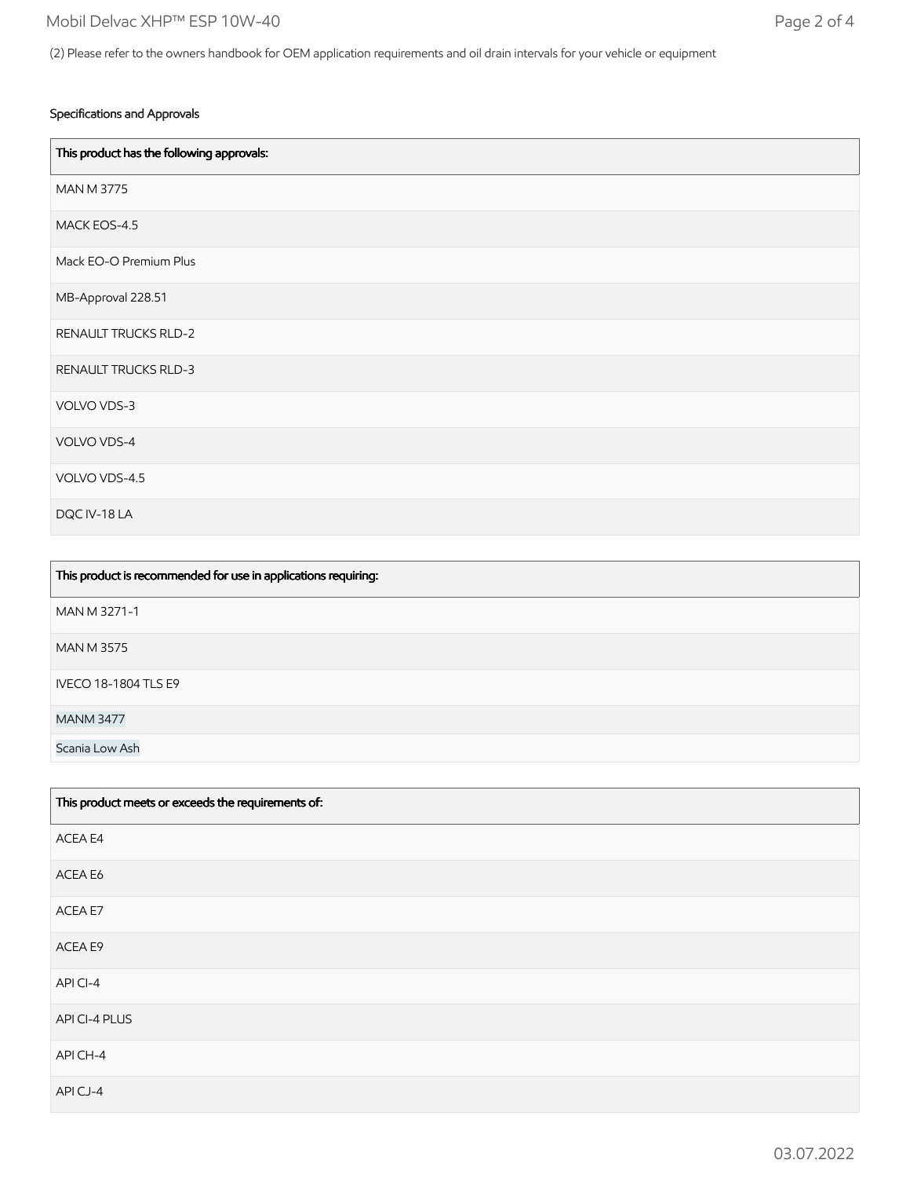(2) Please refer to the owners handbook for OEM application requirements and oil drain intervals for your vehicle or equipment

## Specifications and Approvals

| This product has the following approvals: |
| --- |
| MAN M 3775 |
| MACK EOS-4.5 |
| Mack EO-O Premium Plus |
| MB-Approval 228.51 |
| RENAULT TRUCKS RLD-2 |
| RENAULT TRUCKS RLD-3 |
| VOLVO VDS-3 |
| VOLVO VDS-4 |
| VOLVO VDS-4.5 |
| DQC IV-18 LA |

| This product is recommended for use in applications requiring: |
| --- |
| MAN M 3271-1 |
| MAN M 3575 |
| IVECO 18-1804 TLS E9 |
| MANM 3477 |
| Scania Low Ash |

| This product meets or exceeds the requirements of: |
| --- |
| ACEA E4 |
| ACEA E6 |
| ACEA E7 |
| ACEA E9 |
| API CI-4 |
| API CI-4 PLUS |
| API CH-4 |
| API CJ-4 |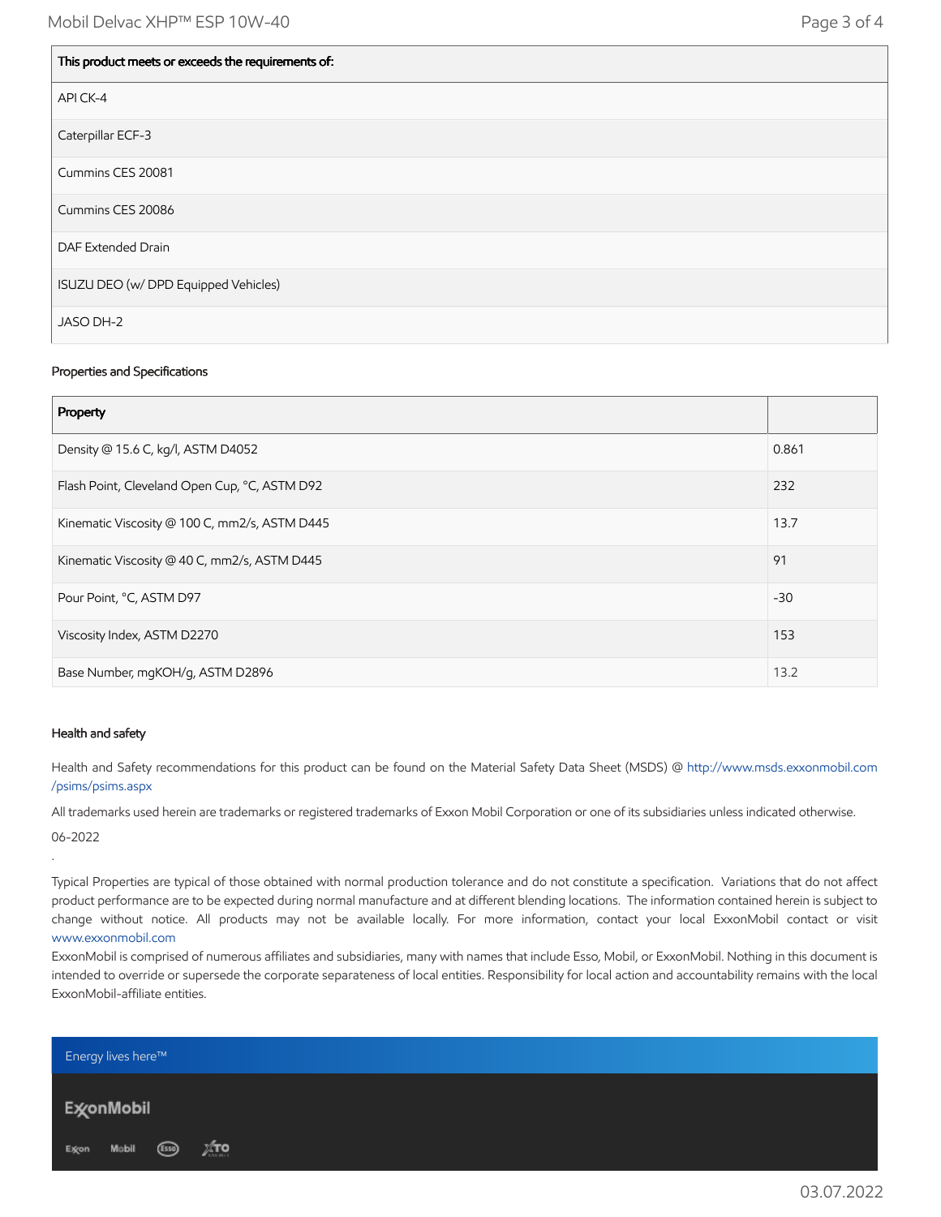| This product meets or exceeds the requirements of: |
| --- |
| API CK-4 |
| Caterpillar ECF-3 |
| Cummins CES 20081 |
| Cummins CES 20086 |
| DAF Extended Drain |
| ISUZU DEO (w/ DPD Equipped Vehicles) |
| JASO DH-2 |

Properties and Specifications

| Property | |
| --- | --- |
| Density @ 15.6 C, kg/l, ASTM D4052 | 0.861 |
| Flash Point, Cleveland Open Cup, °C, ASTM D92 | 232 |
| Kinematic Viscosity @ 100 C, mm2/s, ASTM D445 | 13.7 |
| Kinematic Viscosity @ 40 C, mm2/s, ASTM D445 | 91 |
| Pour Point, °C, ASTM D97 | -30 |
| Viscosity Index, ASTM D2270 | 153 |
| Base Number, mgKOH/g, ASTM D2896 | 13.2 |

Health and safety

Health and Safety recommendations for this product can be found on the Material Safety Data Sheet (MSDS) @ http://www.msds.exxonmobil.com/psims/psims.aspx

All trademarks used herein are trademarks or registered trademarks of Exxon Mobil Corporation or one of its subsidiaries unless indicated otherwise.

06-2022

.

Typical Properties are typical of those obtained with normal production tolerance and do not constitute a specification. Variations that do not affect product performance are to be expected during normal manufacture and at different blending locations. The information contained herein is subject to change without notice. All products may not be available locally. For more information, contact your local ExxonMobil contact or visit www.exxonmobil.com

ExxonMobil is comprised of numerous affiliates and subsidiaries, many with names that include Esso, Mobil, or ExxonMobil. Nothing in this document is intended to override or supersede the corporate separateness of local entities. Responsibility for local action and accountability remains with the local ExxonMobil-affiliate entities.

Energy lives here™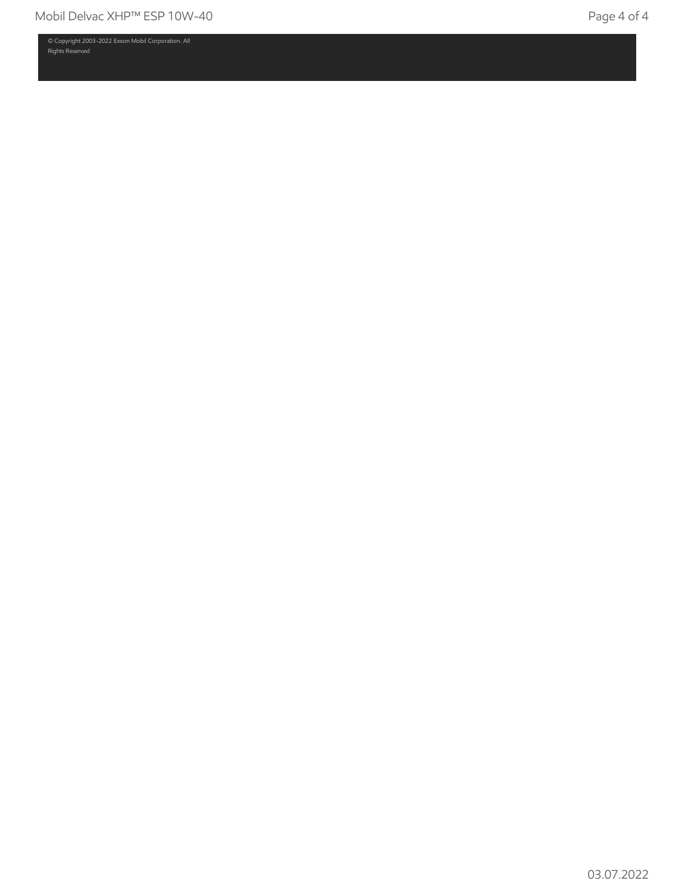© Copyright 2003-2022 Exxon Mobil Corporation. All Rights Reserved